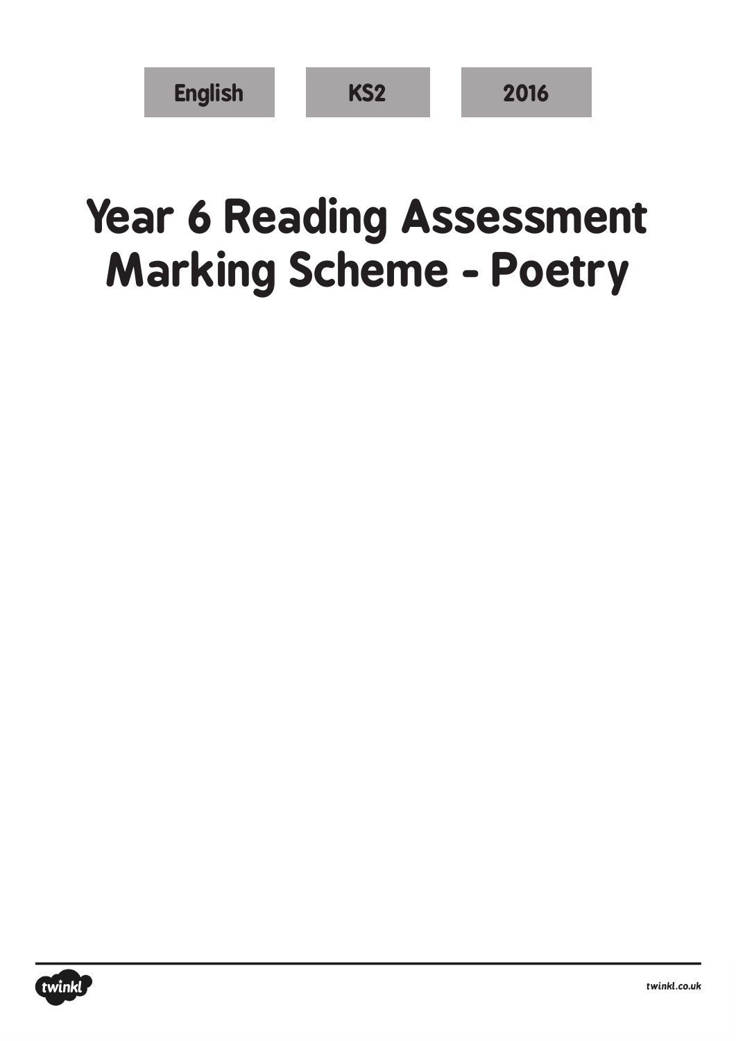English | KS2 | 2016

# Year 6 Reading Assessment Marking Scheme - Poetry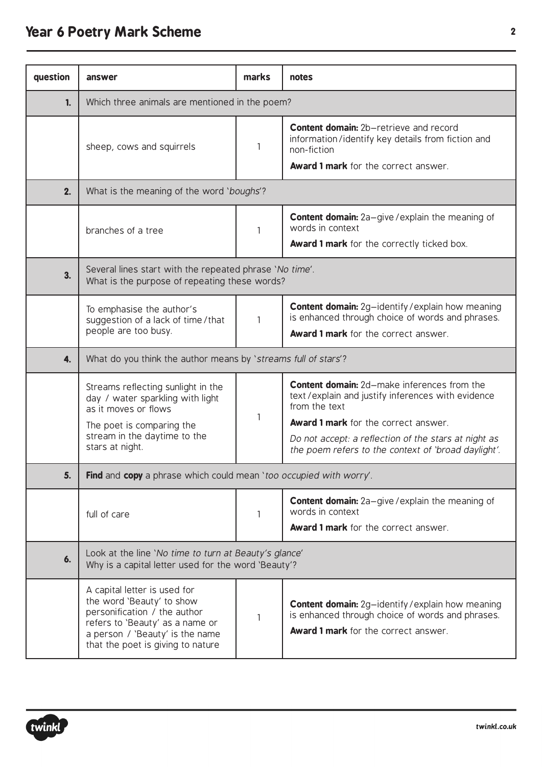# Year 6 Poetry Mark Scheme

| question | answer | marks | notes |
|---|---|---|---|
| **1.** | Which three animals are mentioned in the poem? | | |
| | sheep, cows and squirrels | 1 | **Content domain:** 2b–retrieve and record information/identify key details from fiction and non-fiction<br>**Award 1 mark** for the correct answer. |
| **2.** | What is the meaning of the word '*boughs*'? | | |
| | branches of a tree | 1 | **Content domain:** 2a–give/explain the meaning of words in context<br>**Award 1 mark** for the correctly ticked box. |
| **3.** | Several lines start with the repeated phrase '*No time*'.<br>What is the purpose of repeating these words? | | |
| | To emphasise the author's suggestion of a lack of time/that people are too busy. | 1 | **Content domain:** 2g–identify/explain how meaning is enhanced through choice of words and phrases.<br>**Award 1 mark** for the correct answer. |
| **4.** | What do you think the author means by '*streams full of stars*'? | | |
| | Streams reflecting sunlight in the day / water sparkling with light as it moves or flows<br>The poet is comparing the stream in the daytime to the stars at night. | 1 | **Content domain:** 2d–make inferences from the text/explain and justify inferences with evidence from the text<br>**Award 1 mark** for the correct answer.<br>*Do not accept: a reflection of the stars at night as the poem refers to the context of 'broad daylight'.* |
| **5.** | **Find** and **copy** a phrase which could mean '*too occupied with worry*'. | | |
| | full of care | 1 | **Content domain:** 2a–give/explain the meaning of words in context<br>**Award 1 mark** for the correct answer. |
| **6.** | Look at the line '*No time to turn at Beauty's glance*'<br>Why is a capital letter used for the word 'Beauty'? | | |
| | A capital letter is used for the word 'Beauty' to show personification / the author refers to 'Beauty' as a name or a person / 'Beauty' is the name that the poet is giving to nature | 1 | **Content domain:** 2g–identify/explain how meaning is enhanced through choice of words and phrases.<br>**Award 1 mark** for the correct answer. |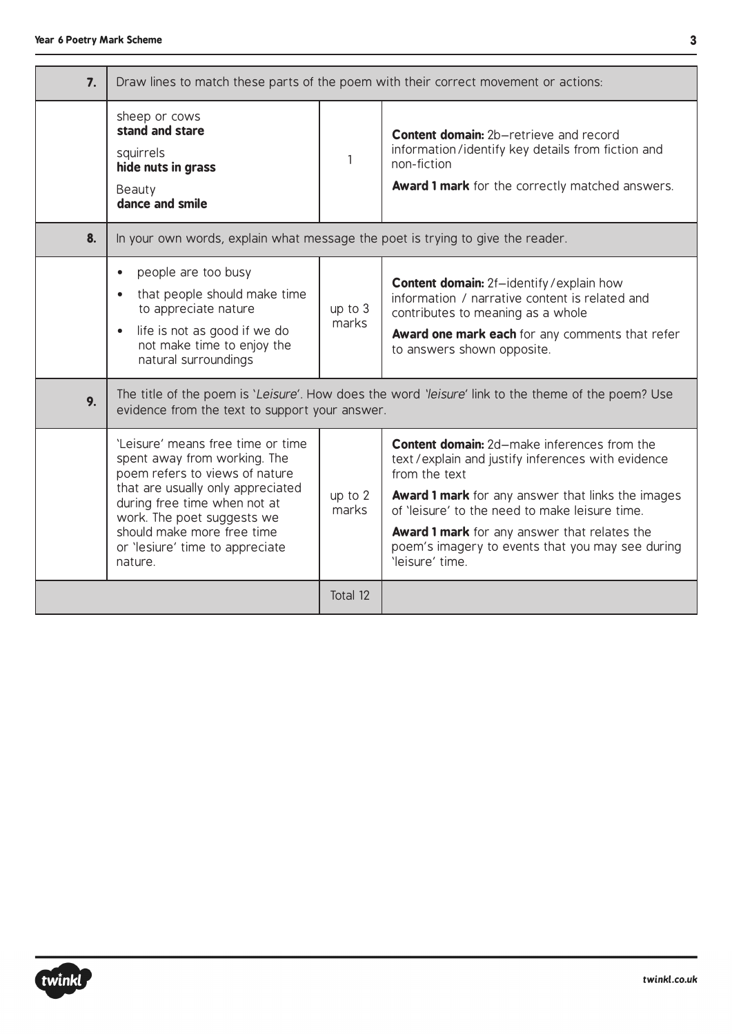| | | | |
|---|---|---|---|
| **7.** | Draw lines to match these parts of the poem with their correct movement or actions: | | |
| | sheep or cows<br>**stand and stare**<br>squirrels<br>**hide nuts in grass**<br>Beauty<br>**dance and smile** | 1 | **Content domain:** 2b–retrieve and record information/identify key details from fiction and non-fiction<br>**Award 1 mark** for the correctly matched answers. |
| **8.** | In your own words, explain what message the poet is trying to give the reader. | | |
| | • people are too busy<br>• that people should make time to appreciate nature<br>• life is not as good if we do not make time to enjoy the natural surroundings | up to 3 marks | **Content domain:** 2f–identify/explain how information / narrative content is related and contributes to meaning as a whole<br>**Award one mark each** for any comments that refer to answers shown opposite. |
| **9.** | The title of the poem is '*Leisure*'. How does the word '*leisure*' link to the theme of the poem? Use evidence from the text to support your answer. | | |
| | 'Leisure' means free time or time spent away from working. The poem refers to views of nature that are usually only appreciated during free time when not at work. The poet suggests we should make more free time or 'lesiure' time to appreciate nature. | up to 2 marks | **Content domain:** 2d–make inferences from the text/explain and justify inferences with evidence from the text<br>**Award 1 mark** for any answer that links the images of 'leisure' to the need to make leisure time.<br>**Award 1 mark** for any answer that relates the poem's imagery to events that you may see during 'leisure' time. |
| | | Total 12 | |